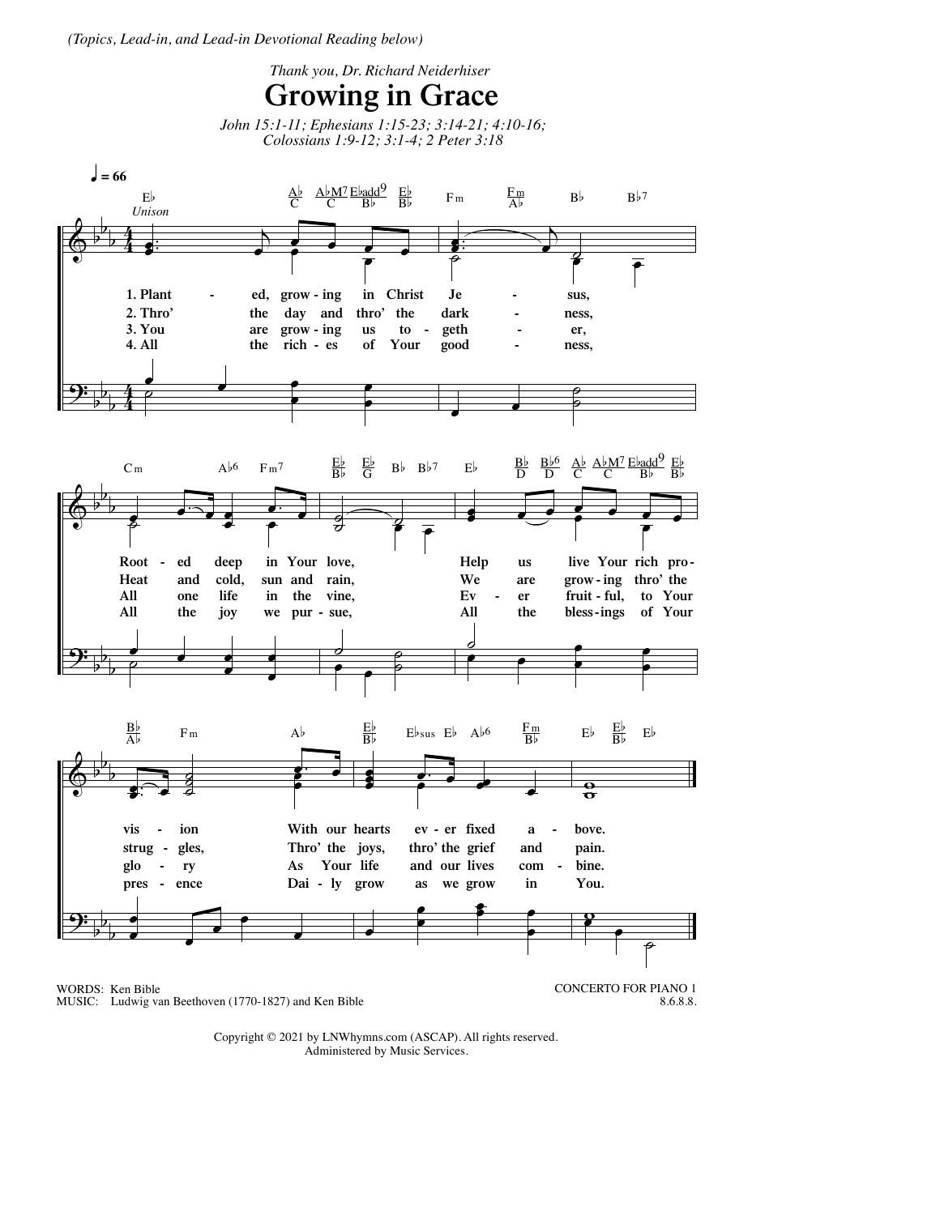*(Topics, Lead-in, and Lead-in Devotional Reading below)*

*Thank you, Dr. Richard Neiderhiser*

# Growing in Grace

*John 15:1-11; Ephesians 1:15-23; 3:14-21; 4:10-16; Colossians 1:9-12; 3:1-4; 2 Peter 3:18*

1. Planted, growing in Christ Jesus,
Rooted deep in Your love,
Help us live Your rich provision
With our hearts ever fixed above.

2. Thro' the day and thro' the darkness,
Heat and cold, sun and rain,
We are growing thro' the struggles,
Thro' the joys, thro' the grief and pain.

3. You are growing us together,
All one life in the vine,
Ever fruitful, to Your glory
As Your life and our lives combine.

4. All the riches of Your goodness,
All the joy we pursue,
All the blessings of Your presence
Daily grow as we grow in You.

WORDS: Ken Bible
MUSIC: Ludwig van Beethoven (1770-1827) and Ken Bible

CONCERTO FOR PIANO 1
8.6.8.8.

Copyright © 2021 by LNWhymns.com (ASCAP). All rights reserved.
Administered by Music Services.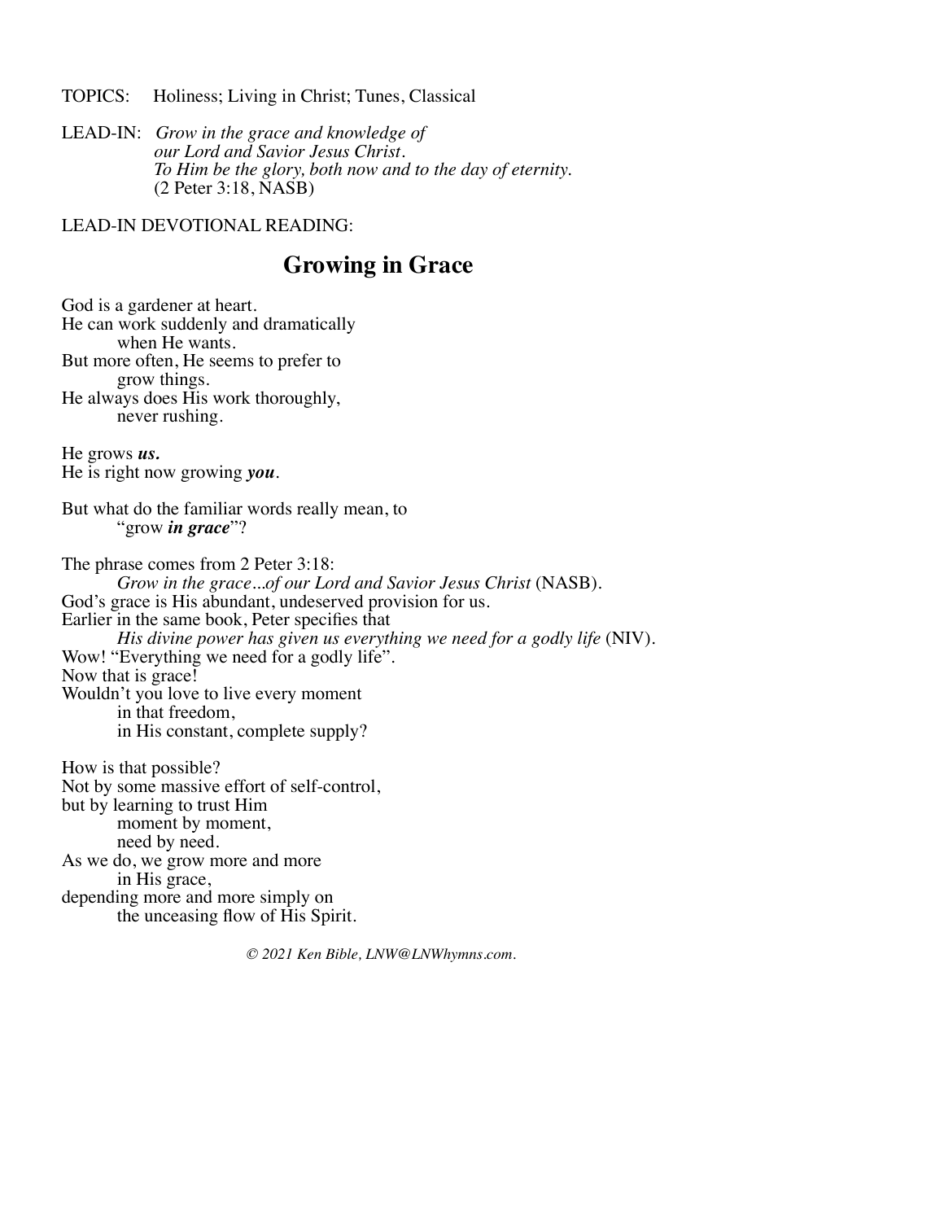TOPICS: Holiness; Living in Christ; Tunes, Classical

LEAD-IN: *Grow in the grace and knowledge of*
*our Lord and Savior Jesus Christ.*
*To Him be the glory, both now and to the day of eternity.*
(2 Peter 3:18, NASB)

LEAD-IN DEVOTIONAL READING:

## Growing in Grace

God is a gardener at heart.
He can work suddenly and dramatically
when He wants.
But more often, He seems to prefer to
grow things.
He always does His work thoroughly,
never rushing.

He grows ***us.***
He is right now growing ***you***.

But what do the familiar words really mean, to
"grow ***in grace***"?

The phrase comes from 2 Peter 3:18:
*Grow in the grace...of our Lord and Savior Jesus Christ* (NASB).
God's grace is His abundant, undeserved provision for us.
Earlier in the same book, Peter specifies that
*His divine power has given us everything we need for a godly life* (NIV).
Wow! "Everything we need for a godly life".
Now that is grace!
Wouldn't you love to live every moment
in that freedom,
in His constant, complete supply?

How is that possible?
Not by some massive effort of self-control,
but by learning to trust Him
moment by moment,
need by need.
As we do, we grow more and more
in His grace,
depending more and more simply on
the unceasing flow of His Spirit.

*© 2021 Ken Bible, LNW@LNWhymns.com.*